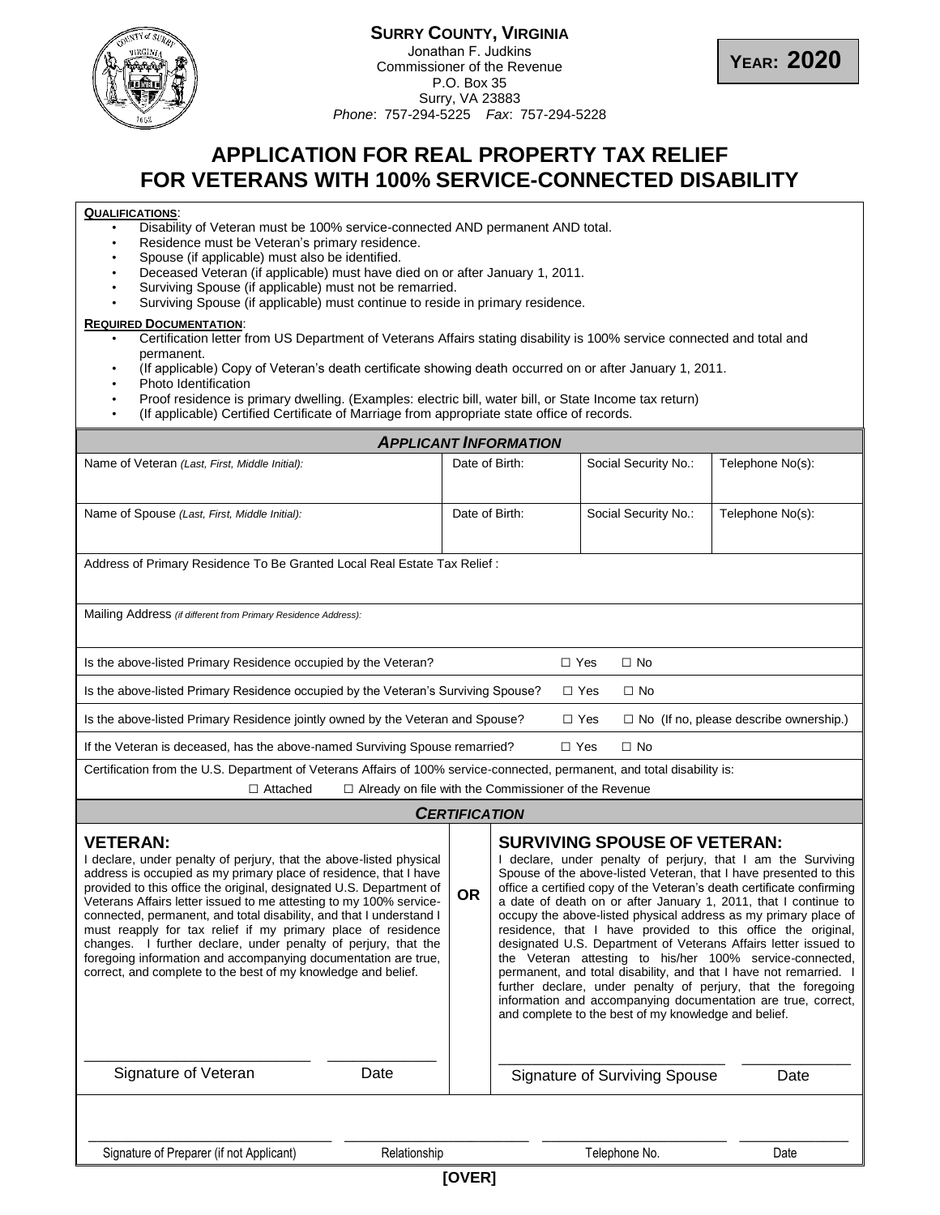**SURRY COUNTY, VIRGINIA**
Jonathan F. Judkins
Commissioner of the Revenue
P.O. Box 35
Surry, VA 23883
*Phone*: 757-294-5225 *Fax*: 757-294-5228

**YEAR: 2020**

# APPLICATION FOR REAL PROPERTY TAX RELIEF FOR VETERANS WITH 100% SERVICE-CONNECTED DISABILITY

**QUALIFICATIONS**:

- Disability of Veteran must be 100% service-connected AND permanent AND total.
- Residence must be Veteran's primary residence.
- Spouse (if applicable) must also be identified.
- Deceased Veteran (if applicable) must have died on or after January 1, 2011.
- Surviving Spouse (if applicable) must not be remarried.
- Surviving Spouse (if applicable) must continue to reside in primary residence.

**REQUIRED DOCUMENTATION**:

- Certification letter from US Department of Veterans Affairs stating disability is 100% service connected and total and permanent.
- (If applicable) Copy of Veteran's death certificate showing death occurred on or after January 1, 2011.
- Photo Identification
- Proof residence is primary dwelling. (Examples: electric bill, water bill, or State Income tax return)
- (If applicable) Certified Certificate of Marriage from appropriate state office of records.

## *APPLICANT INFORMATION*

| Name of Veteran *(Last, First, Middle Initial):* | Date of Birth: | Social Security No.: | Telephone No(s): |
|---|---|---|---|
| Name of Spouse *(Last, First, Middle Initial):* | Date of Birth: | Social Security No.: | Telephone No(s): |

Address of Primary Residence To Be Granted Local Real Estate Tax Relief :

Mailing Address *(if different from Primary Residence Address):*

Is the above-listed Primary Residence occupied by the Veteran? ☐ Yes ☐ No

Is the above-listed Primary Residence occupied by the Veteran's Surviving Spouse? ☐ Yes ☐ No

Is the above-listed Primary Residence jointly owned by the Veteran and Spouse? ☐ Yes ☐ No (If no, please describe ownership.)

If the Veteran is deceased, has the above-named Surviving Spouse remarried? ☐ Yes ☐ No

Certification from the U.S. Department of Veterans Affairs of 100% service-connected, permanent, and total disability is:

☐ Attached ☐ Already on file with the Commissioner of the Revenue

## *CERTIFICATION*

### VETERAN:

I declare, under penalty of perjury, that the above-listed physical address is occupied as my primary place of residence, that I have provided to this office the original, designated U.S. Department of Veterans Affairs letter issued to me attesting to my 100% service-connected, permanent, and total disability, and that I understand I must reapply for tax relief if my primary place of residence changes. I further declare, under penalty of perjury, that the foregoing information and accompanying documentation are true, correct, and complete to the best of my knowledge and belief.

\_\_\_\_\_\_\_\_\_\_\_\_\_\_\_\_\_\_\_\_\_\_\_\_\_\_ \_\_\_\_\_\_\_\_\_\_\_\_
Signature of Veteran Date

**OR**

### SURVIVING SPOUSE OF VETERAN:

I declare, under penalty of perjury, that I am the Surviving Spouse of the above-listed Veteran, that I have presented to this office a certified copy of the Veteran's death certificate confirming a date of death on or after January 1, 2011, that I continue to occupy the above-listed physical address as my primary place of residence, that I have provided to this office the original, designated U.S. Department of Veterans Affairs letter issued to the Veteran attesting to his/her 100% service-connected, permanent, and total disability, and that I have not remarried. I further declare, under penalty of perjury, that the foregoing information and accompanying documentation are true, correct, and complete to the best of my knowledge and belief.

\_\_\_\_\_\_\_\_\_\_\_\_\_\_\_\_\_\_\_\_\_\_\_\_\_\_ \_\_\_\_\_\_\_\_\_\_\_\_
Signature of Surviving Spouse Date

\_\_\_\_\_\_\_\_\_\_\_\_\_\_\_\_\_\_\_\_\_\_\_\_\_\_ \_\_\_\_\_\_\_\_\_\_\_\_\_\_\_\_\_\_\_\_ \_\_\_\_\_\_\_\_\_\_\_\_\_\_\_\_\_\_\_\_ \_\_\_\_\_\_\_\_\_\_\_\_
Signature of Preparer (if not Applicant) Relationship Telephone No. Date

**[OVER]**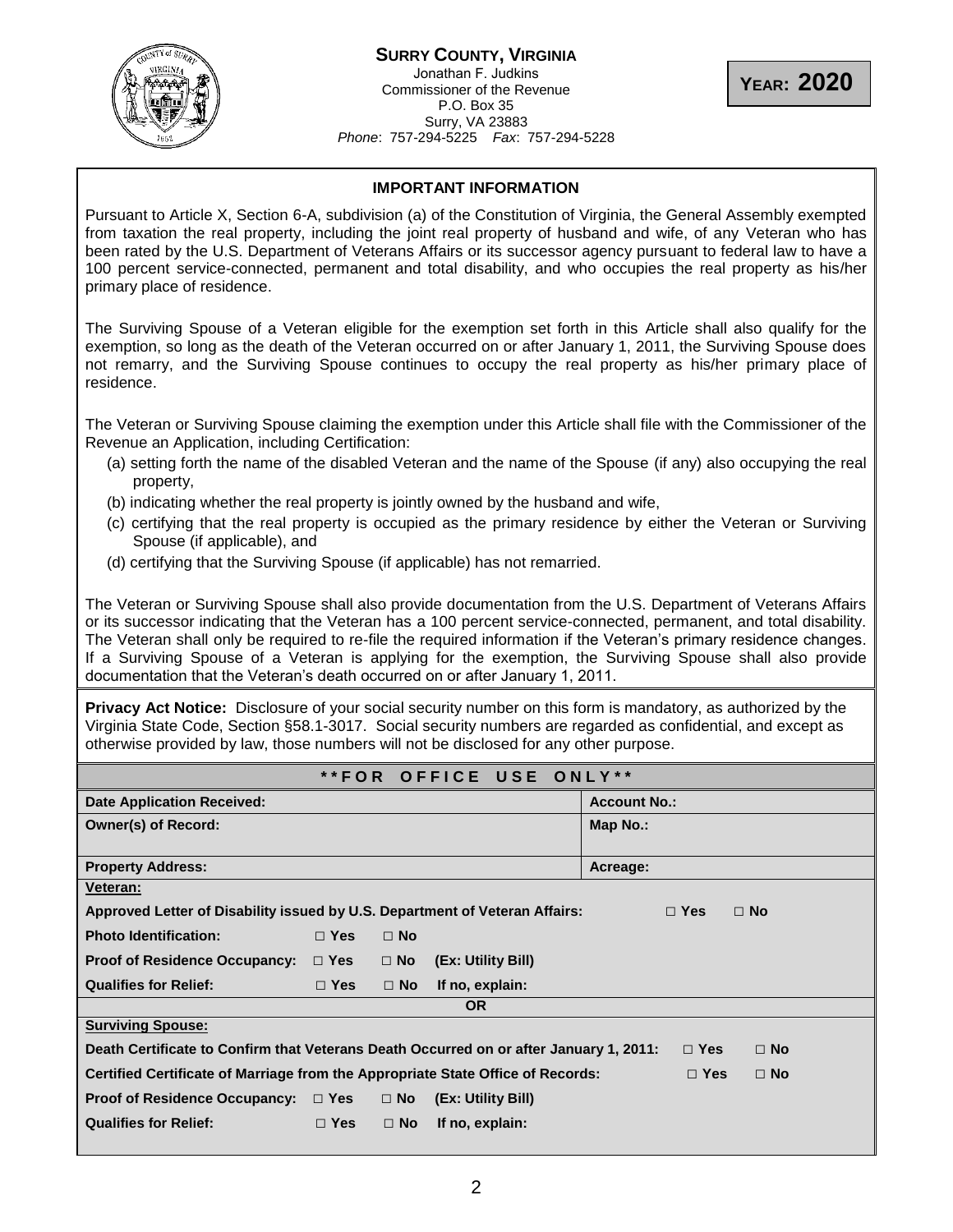**SURRY COUNTY, VIRGINIA**
Jonathan F. Judkins
Commissioner of the Revenue
P.O. Box 35
Surry, VA 23883
*Phone*: 757-294-5225 *Fax*: 757-294-5228

**YEAR: 2020**

## IMPORTANT INFORMATION

Pursuant to Article X, Section 6-A, subdivision (a) of the Constitution of Virginia, the General Assembly exempted from taxation the real property, including the joint real property of husband and wife, of any Veteran who has been rated by the U.S. Department of Veterans Affairs or its successor agency pursuant to federal law to have a 100 percent service-connected, permanent and total disability, and who occupies the real property as his/her primary place of residence.

The Surviving Spouse of a Veteran eligible for the exemption set forth in this Article shall also qualify for the exemption, so long as the death of the Veteran occurred on or after January 1, 2011, the Surviving Spouse does not remarry, and the Surviving Spouse continues to occupy the real property as his/her primary place of residence.

The Veteran or Surviving Spouse claiming the exemption under this Article shall file with the Commissioner of the Revenue an Application, including Certification:

(a) setting forth the name of the disabled Veteran and the name of the Spouse (if any) also occupying the real property,
(b) indicating whether the real property is jointly owned by the husband and wife,
(c) certifying that the real property is occupied as the primary residence by either the Veteran or Surviving Spouse (if applicable), and
(d) certifying that the Surviving Spouse (if applicable) has not remarried.

The Veteran or Surviving Spouse shall also provide documentation from the U.S. Department of Veterans Affairs or its successor indicating that the Veteran has a 100 percent service-connected, permanent, and total disability. The Veteran shall only be required to re-file the required information if the Veteran's primary residence changes. If a Surviving Spouse of a Veteran is applying for the exemption, the Surviving Spouse shall also provide documentation that the Veteran's death occurred on or after January 1, 2011.

**Privacy Act Notice:** Disclosure of your social security number on this form is mandatory, as authorized by the Virginia State Code, Section §58.1-3017. Social security numbers are regarded as confidential, and except as otherwise provided by law, those numbers will not be disclosed for any other purpose.

**\*\*FOR OFFICE USE ONLY\*\***

| | |
|---|---|
| **Date Application Received:** | **Account No.:** |
| **Owner(s) of Record:** | **Map No.:** |
| **Property Address:** | **Acreage:** |

**Veteran:**

**Approved Letter of Disability issued by U.S. Department of Veterans Affairs:** □ Yes □ No

**Photo Identification:** □ Yes □ No

**Proof of Residence Occupancy:** □ Yes □ No (Ex: Utility Bill)

**Qualifies for Relief:** □ Yes □ No If no, explain:

**OR**

**Surviving Spouse:**

**Death Certificate to Confirm that Veterans Death Occurred on or after January 1, 2011:** □ Yes □ No

**Certified Certificate of Marriage from the Appropriate State Office of Records:** □ Yes □ No

**Proof of Residence Occupancy:** □ Yes □ No (Ex: Utility Bill)

**Qualifies for Relief:** □ Yes □ No If no, explain: